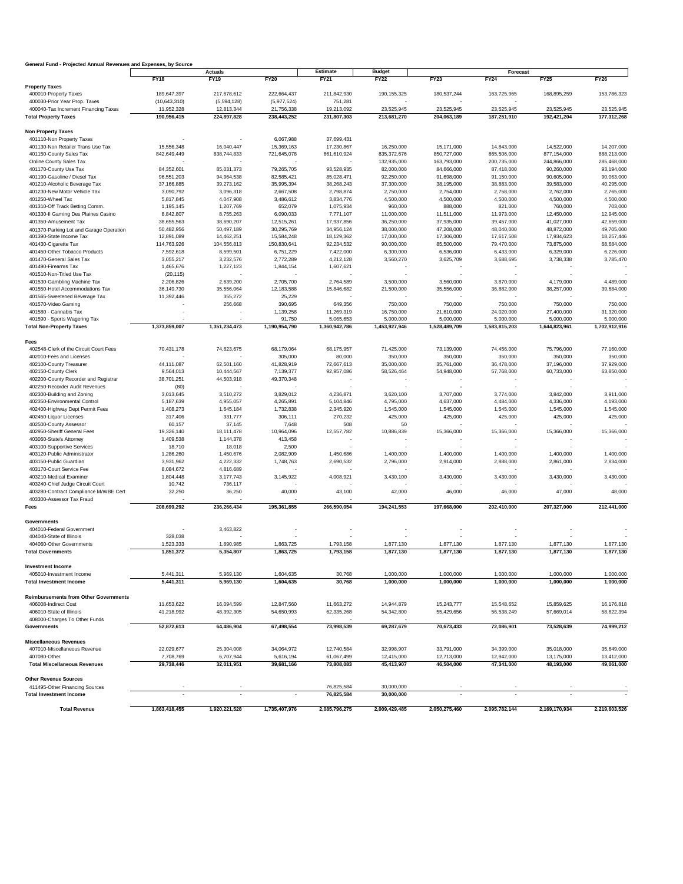**General Fund - Projected Annual Revenues and Expenses, by Source**

| | Actuals | | | Estimate | Budget | Forecast | | | |
|---|---|---|---|---|---|---|---|---|---|
| | FY18 | FY19 | FY20 | FY21 | FY22 | FY23 | FY24 | FY25 | FY26 |
| **Property Taxes** | | | | | | | | | |
| 400010-Property Taxes | 189,647,397 | 217,678,612 | 222,664,437 | 211,842,930 | 190,155,325 | 180,537,244 | 163,725,965 | 168,895,259 | 153,786,323 |
| 400030-Prior Year Prop. Taxes | (10,643,310) | (5,594,128) | (5,977,524) | 751,281 | - | - | - | | |
| 400040-Tax Increment Financing Taxes | 11,952,328 | 12,813,344 | 21,756,338 | 19,213,092 | 23,525,945 | 23,525,945 | 23,525,945 | 23,525,945 | 23,525,945 |
| **Total Property Taxes** | **190,956,415** | **224,897,828** | **238,443,252** | **231,807,303** | **213,681,270** | **204,063,189** | **187,251,910** | **192,421,204** | **177,312,268** |
| **Non Property Taxes** | | | | | | | | | |
| 401110-Non Property Taxes | - | - | 6,067,988 | 37,699,431 | | | | | |
| 401130-Non Retailer Trans Use Tax | 15,556,348 | 16,040,447 | 15,369,163 | 17,230,867 | 16,250,000 | 15,171,000 | 14,843,000 | 14,522,000 | 14,207,000 |
| 401150-County Sales Tax | 842,649,449 | 838,744,833 | 721,645,078 | 861,610,924 | 835,372,676 | 850,727,000 | 865,506,000 | 877,154,000 | 888,213,000 |
| Online County Sales Tax | - | - | - | - | 132,935,000 | 163,793,000 | 200,735,000 | 244,866,000 | 285,468,000 |
| 401170-County Use Tax | 84,352,601 | 85,031,373 | 79,265,705 | 93,528,935 | 82,000,000 | 84,666,000 | 87,418,000 | 90,260,000 | 93,194,000 |
| 401190-Gasoline / Diesel Tax | 96,551,203 | 94,964,538 | 82,585,421 | 85,028,471 | 92,250,000 | 91,698,000 | 91,150,000 | 90,605,000 | 90,063,000 |
| 401210-Alcoholic Beverage Tax | 37,166,885 | 39,273,162 | 35,995,394 | 38,268,243 | 37,300,000 | 38,195,000 | 38,883,000 | 39,583,000 | 40,295,000 |
| 401230-New Motor Vehicle Tax | 3,090,792 | 3,096,318 | 2,667,508 | 2,798,874 | 2,750,000 | 2,754,000 | 2,758,000 | 2,762,000 | 2,765,000 |
| 401250-Wheel Tax | 5,817,845 | 4,047,908 | 3,486,612 | 3,834,776 | 4,500,000 | 4,500,000 | 4,500,000 | 4,500,000 | 4,500,000 |
| 401310-Off Track Betting Comm. | 1,195,145 | 1,207,769 | 652,079 | 1,075,934 | 960,000 | 888,000 | 821,000 | 760,000 | 703,000 |
| 401330-Il Gaming Des Plaines Casino | 8,842,807 | 8,755,263 | 6,090,033 | 7,771,107 | 11,000,000 | 11,511,000 | 11,973,000 | 12,450,000 | 12,945,000 |
| 401350-Amusement Tax | 38,655,563 | 38,690,207 | 12,515,261 | 17,937,856 | 36,250,000 | 37,935,000 | 39,457,000 | 41,027,000 | 42,659,000 |
| 401370-Parking Lot and Garage Operation | 50,482,956 | 50,497,189 | 30,295,769 | 34,956,124 | 38,000,000 | 47,208,000 | 48,040,000 | 48,872,000 | 49,705,000 |
| 401390-State Income Tax | 12,891,089 | 14,462,251 | 15,584,248 | 18,129,362 | 17,000,000 | 17,306,000 | 17,617,508 | 17,934,623 | 18,257,446 |
| 401430-Cigarette Tax | 114,763,926 | 104,556,813 | 150,830,641 | 92,234,532 | 90,000,000 | 85,500,000 | 79,470,000 | 73,875,000 | 68,684,000 |
| 401450-Other Tobacco Products | 7,592,618 | 8,599,501 | 6,751,229 | 7,422,000 | 6,300,000 | 6,536,000 | 6,433,000 | 6,329,000 | 6,226,000 |
| 401470-General Sales Tax | 3,055,217 | 3,232,576 | 2,772,289 | 4,212,128 | 3,560,270 | 3,625,709 | 3,688,695 | 3,738,338 | 3,785,470 |
| 401490-Firearms Tax | 1,465,676 | 1,227,123 | 1,844,154 | 1,607,621 | - | - | - | - | - |
| 401510-Non-Titled Use Tax | (20,115) | - | - | - | - | - | - | - | - |
| 401530-Gambling Machine Tax | 2,206,826 | 2,639,200 | 2,705,700 | 2,764,589 | 3,500,000 | 3,560,000 | 3,870,000 | 4,179,000 | 4,489,000 |
| 401550-Hotel Accommodations Tax | 36,149,730 | 35,556,064 | 12,183,588 | 15,846,682 | 21,500,000 | 35,556,000 | 36,882,000 | 38,257,000 | 39,684,000 |
| 401565-Sweetened Beverage Tax | 11,392,446 | 355,272 | 25,229 | - | - | - | - | - | - |
| 401570-Video Gaming | - | 256,668 | 390,695 | 649,356 | 750,000 | 750,000 | 750,000 | 750,000 | 750,000 |
| 401580 - Cannabis Tax | - | - | 1,139,258 | 11,269,319 | 16,750,000 | 21,610,000 | 24,020,000 | 27,400,000 | 31,320,000 |
| 401590 - Sports Wagering Tax | - | - | 91,750 | 5,065,653 | 5,000,000 | 5,000,000 | 5,000,000 | 5,000,000 | 5,000,000 |
| **Total Non-Property Taxes** | **1,373,859,007** | **1,351,234,473** | **1,190,954,790** | **1,360,942,786** | **1,453,927,946** | **1,528,489,709** | **1,583,815,203** | **1,644,823,961** | **1,702,912,916** |
| **Fees** | | | | | | | | | |
| 402548-Clerk of the Circuit Court Fees | 70,431,178 | 74,623,675 | 68,179,064 | 68,175,957 | 71,425,000 | 73,139,000 | 74,456,000 | 75,796,000 | 77,160,000 |
| 402010-Fees and Licenses | - | - | 305,000 | 80,000 | 350,000 | 350,000 | 350,000 | 350,000 | 350,000 |
| 402100-County Treasurer | 44,111,087 | 62,501,160 | 41,828,919 | 72,667,613 | 35,000,000 | 35,761,000 | 36,478,000 | 37,196,000 | 37,929,000 |
| 402150-County Clerk | 9,564,013 | 10,444,567 | 7,139,377 | 92,957,086 | 58,526,464 | 54,948,000 | 57,768,000 | 60,733,000 | 63,850,000 |
| 402200-County Recorder and Registrar | 38,701,251 | 44,503,918 | 49,370,348 | - | - | - | - | - | - |
| 402250-Recorder Audit Revenues | (80) | - | - | - | - | - | - | - | - |
| 402300-Building and Zoning | 3,013,645 | 3,510,272 | 3,829,012 | 4,236,871 | 3,620,100 | 3,707,000 | 3,774,000 | 3,842,000 | 3,911,000 |
| 402350-Environmental Control | 5,187,639 | 4,955,057 | 4,265,891 | 5,104,846 | 4,795,000 | 4,637,000 | 4,484,000 | 4,336,000 | 4,193,000 |
| 402400-Highway Dept Permit Fees | 1,408,273 | 1,645,184 | 1,732,838 | 2,345,920 | 1,545,000 | 1,545,000 | 1,545,000 | 1,545,000 | 1,545,000 |
| 402450-Liquor Licenses | 317,406 | 331,777 | 306,111 | 270,232 | 425,000 | 425,000 | 425,000 | 425,000 | 425,000 |
| 402500-County Assessor | 60,157 | 37,145 | 7,648 | 508 | 50 | - | - | - | - |
| 402950-Sheriff General Fees | 19,326,140 | 18,111,478 | 10,964,096 | 12,557,782 | 10,886,839 | 15,366,000 | 15,366,000 | 15,366,000 | 15,366,000 |
| 403060-State's Attorney | 1,409,538 | 1,144,378 | 413,458 | - | - | - | - | - | - |
| 403100-Supportive Services | 18,710 | 18,018 | 2,500 | - | - | - | - | - | - |
| 403120-Public Administrator | 1,286,260 | 1,450,676 | 2,082,909 | 1,450,686 | 1,400,000 | 1,400,000 | 1,400,000 | 1,400,000 | 1,400,000 |
| 403150-Public Guardian | 3,931,962 | 4,222,332 | 1,748,763 | 2,690,532 | 2,796,000 | 2,914,000 | 2,888,000 | 2,861,000 | 2,834,000 |
| 403170-Court Service Fee | 8,084,672 | 4,816,689 | - | - | - | - | - | - | - |
| 403210-Medical Examiner | 1,804,448 | 3,177,743 | 3,145,922 | 4,008,921 | 3,430,100 | 3,430,000 | 3,430,000 | 3,430,000 | 3,430,000 |
| 403240-Chief Judge Circuit Court | 10,742 | 736,117 | - | - | - | - | - | - | - |
| 403280-Contract Compliance M/WBE Cert | 32,250 | 36,250 | 40,000 | 43,100 | 42,000 | 46,000 | 46,000 | 47,000 | 48,000 |
| 403300-Assessor Tax Fraud | - | - | | - | - | | | | |
| **Fees** | **208,699,292** | **236,266,434** | **195,361,855** | **266,590,054** | **194,241,553** | **197,668,000** | **202,410,000** | **207,327,000** | **212,441,000** |
| **Governments** | | | | | | | | | |
| 404010-Federal Government | - | 3,463,822 | - | - | - | - | - | - | - |
| 404040-State of Illinois | 328,038 | - | - | - | - | - | - | - | - |
| 404060-Other Governments | 1,523,333 | 1,890,985 | 1,863,725 | 1,793,158 | 1,877,130 | 1,877,130 | 1,877,130 | 1,877,130 | 1,877,130 |
| **Total Governments** | **1,851,372** | **5,354,807** | **1,863,725** | **1,793,158** | **1,877,130** | **1,877,130** | **1,877,130** | **1,877,130** | **1,877,130** |
| **Investment Income** | | | | | | | | | |
| 405010-Investment Income | 5,441,311 | 5,969,130 | 1,604,635 | 30,768 | 1,000,000 | 1,000,000 | 1,000,000 | 1,000,000 | 1,000,000 |
| **Total Investment Income** | **5,441,311** | **5,969,130** | **1,604,635** | **30,768** | **1,000,000** | **1,000,000** | **1,000,000** | **1,000,000** | **1,000,000** |
| **Reimbursements from Other Governments** | | | | | | | | | |
| 406008-Indirect Cost | 11,653,622 | 16,094,599 | 12,847,560 | 11,663,272 | 14,944,879 | 15,243,777 | 15,548,652 | 15,859,625 | 16,176,818 |
| 406010-State of Illinois | 41,218,992 | 48,392,305 | 54,650,993 | 62,335,268 | 54,342,800 | 55,429,656 | 56,538,249 | 57,669,014 | 58,822,394 |
| 408000-Charges To Other Funds | - | - | - | - | - | | | | |
| **Governments** | **52,872,613** | **64,486,904** | **67,498,554** | **73,998,539** | **69,287,679** | **70,673,433** | **72,086,901** | **73,528,639** | **74,999,212** |
| **Miscellaneous Revenues** | | | | | | | | | |
| 407010-Miscellaneous Revenue | 22,029,677 | 25,304,008 | 34,064,972 | 12,740,584 | 32,998,907 | 33,791,000 | 34,399,000 | 35,018,000 | 35,649,000 |
| 407080-Other | 7,708,769 | 6,707,944 | 5,616,194 | 61,067,499 | 12,415,000 | 12,713,000 | 12,942,000 | 13,175,000 | 13,412,000 |
| **Total Miscellaneous Revenues** | **29,738,446** | **32,011,951** | **39,681,166** | **73,808,083** | **45,413,907** | **46,504,000** | **47,341,000** | **48,193,000** | **49,061,000** |
| **Other Revenue Sources** | | | | | | | | | |
| 411495-Other Financing Sources | - | - | | 76,825,584 | 30,000,000 | - | - | - | - |
| **Total Investment Income** | - | - | - | **76,825,584** | **30,000,000** | - | - | - | - |
| **Total Revenue** | **1,863,418,455** | **1,920,221,528** | **1,735,407,976** | **2,085,796,275** | **2,009,429,485** | **2,050,275,460** | **2,095,782,144** | **2,169,170,934** | **2,219,603,526** |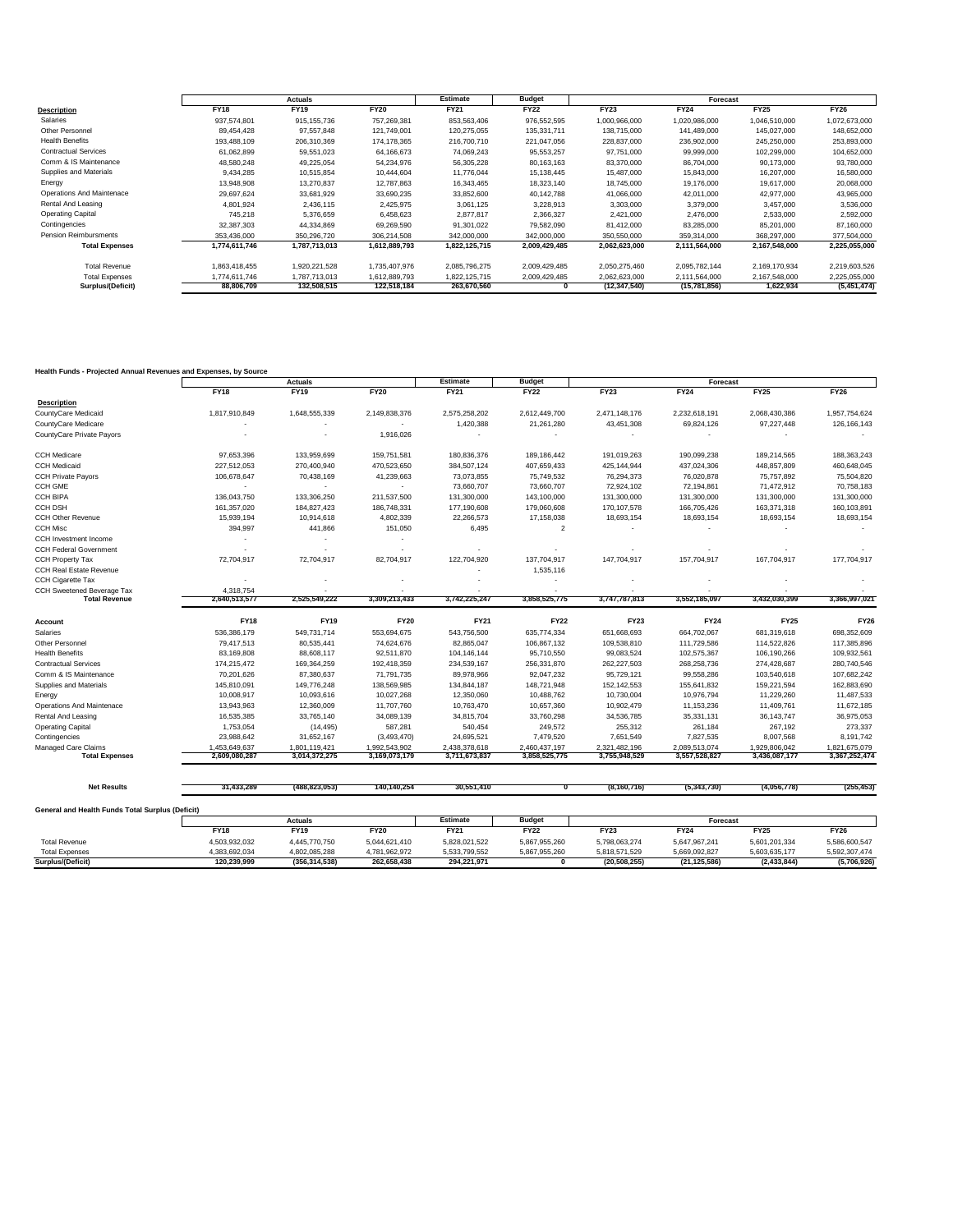| | Actuals | | | Estimate | Budget | Forecast | | | |
|---|---|---|---|---|---|---|---|---|---|
| **Description** | **FY18** | **FY19** | **FY20** | **FY21** | **FY22** | **FY23** | **FY24** | **FY25** | **FY26** |
| Salaries | 937,574,801 | 915,155,736 | 757,269,381 | 853,563,406 | 976,552,595 | 1,000,966,000 | 1,020,986,000 | 1,046,510,000 | 1,072,673,000 |
| Other Personnel | 89,454,428 | 97,557,848 | 121,749,001 | 120,275,055 | 135,331,711 | 138,715,000 | 141,489,000 | 145,027,000 | 148,652,000 |
| Health Benefits | 193,488,109 | 206,310,369 | 174,178,365 | 216,700,710 | 221,047,056 | 228,837,000 | 236,902,000 | 245,250,000 | 253,893,000 |
| Contractual Services | 61,062,899 | 59,551,023 | 64,166,673 | 74,069,243 | 95,553,257 | 97,751,000 | 99,999,000 | 102,299,000 | 104,652,000 |
| Comm & IS Maintenance | 48,580,248 | 49,225,054 | 54,234,976 | 56,305,228 | 80,163,163 | 83,370,000 | 86,704,000 | 90,173,000 | 93,780,000 |
| Supplies and Materials | 9,434,285 | 10,515,854 | 10,444,604 | 11,776,044 | 15,138,445 | 15,487,000 | 15,843,000 | 16,207,000 | 16,580,000 |
| Energy | 13,948,908 | 13,270,837 | 12,787,863 | 16,343,465 | 18,323,140 | 18,745,000 | 19,176,000 | 19,617,000 | 20,068,000 |
| Operations And Maintenace | 29,697,624 | 33,681,929 | 33,690,235 | 33,852,600 | 40,142,788 | 41,066,000 | 42,011,000 | 42,977,000 | 43,965,000 |
| Rental And Leasing | 4,801,924 | 2,436,115 | 2,425,975 | 3,061,125 | 3,228,913 | 3,303,000 | 3,379,000 | 3,457,000 | 3,536,000 |
| Operating Capital | 745,218 | 5,376,659 | 6,458,623 | 2,877,817 | 2,366,327 | 2,421,000 | 2,476,000 | 2,533,000 | 2,592,000 |
| Contingencies | 32,387,303 | 44,334,869 | 69,269,590 | 91,301,022 | 79,582,090 | 81,412,000 | 83,285,000 | 85,201,000 | 87,160,000 |
| Pension Reimbursments | 353,436,000 | 350,296,720 | 306,214,508 | 342,000,000 | 342,000,000 | 350,550,000 | 359,314,000 | 368,297,000 | 377,504,000 |
| **Total Expenses** | **1,774,611,746** | **1,787,713,013** | **1,612,889,793** | **1,822,125,715** | **2,009,429,485** | **2,062,623,000** | **2,111,564,000** | **2,167,548,000** | **2,225,055,000** |
| Total Revenue | 1,863,418,455 | 1,920,221,528 | 1,735,407,976 | 2,085,796,275 | 2,009,429,485 | 2,050,275,460 | 2,095,782,144 | 2,169,170,934 | 2,219,603,526 |
| Total Expenses | 1,774,611,746 | 1,787,713,013 | 1,612,889,793 | 1,822,125,715 | 2,009,429,485 | 2,062,623,000 | 2,111,564,000 | 2,167,548,000 | 2,225,055,000 |
| **Surplus/(Deficit)** | **88,806,709** | **132,508,515** | **122,518,184** | **263,670,560** | **0** | **(12,347,540)** | **(15,781,856)** | **1,622,934** | **(5,451,474)** |

**Health Funds - Projected Annual Revenues and Expenses, by Source**

| | Actuals | | | Estimate | Budget | Forecast | | | |
|---|---|---|---|---|---|---|---|---|---|
| | **FY18** | **FY19** | **FY20** | **FY21** | **FY22** | **FY23** | **FY24** | **FY25** | **FY26** |
| **Description** | | | | | | | | | |
| CountyCare Medicaid | 1,817,910,849 | 1,648,555,339 | 2,149,838,376 | 2,575,258,202 | 2,612,449,700 | 2,471,148,176 | 2,232,618,191 | 2,068,430,386 | 1,957,754,624 |
| CountyCare Medicare | - | - | - | 1,420,388 | 21,261,280 | 43,451,308 | 69,824,126 | 97,227,448 | 126,166,143 |
| CountyCare Private Payors | - | - | 1,916,026 | - | - | - | - | - | - |
| CCH Medicare | 97,653,396 | 133,959,699 | 159,751,581 | 180,836,376 | 189,186,442 | 191,019,263 | 190,099,238 | 189,214,565 | 188,363,243 |
| CCH Medicaid | 227,512,053 | 270,400,940 | 470,523,650 | 384,507,124 | 407,659,433 | 425,144,944 | 437,024,306 | 448,857,809 | 460,648,045 |
| CCH Private Payors | 106,678,647 | 70,438,169 | 41,239,663 | 73,073,855 | 75,749,532 | 76,294,373 | 76,020,878 | 75,757,892 | 75,504,820 |
| CCH GME | - | - | - | 73,660,707 | 73,660,707 | 72,924,102 | 72,194,861 | 71,472,912 | 70,758,183 |
| CCH BIPA | 136,043,750 | 133,306,250 | 211,537,500 | 131,300,000 | 143,100,000 | 131,300,000 | 131,300,000 | 131,300,000 | 131,300,000 |
| CCH DSH | 161,357,020 | 184,827,423 | 186,748,331 | 177,190,608 | 179,060,608 | 170,107,578 | 166,705,426 | 163,371,318 | 160,103,891 |
| CCH Other Revenue | 15,939,194 | 10,914,618 | 4,802,339 | 22,266,573 | 17,158,038 | 18,693,154 | 18,693,154 | 18,693,154 | 18,693,154 |
| CCH Misc | 394,997 | 441,866 | 151,050 | 6,495 | 2 | - | - | - | - |
| CCH Investment Income | - | - | - | | | | | | |
| CCH Federal Government | - | - | - | - | - | - | - | - | - |
| CCH Property Tax | 72,704,917 | 72,704,917 | 82,704,917 | 122,704,920 | 137,704,917 | 147,704,917 | 157,704,917 | 167,704,917 | 177,704,917 |
| CCH Real Estate Revenue | | | | - | 1,535,116 | | | | |
| CCH Cigarette Tax | - | - | - | - | - | - | - | - | - |
| CCH Sweetened Beverage Tax | 4,318,754 | - | - | - | - | - | - | - | - |
| **Total Revenue** | **2,640,513,577** | **2,525,549,222** | **3,309,213,433** | **3,742,225,247** | **3,858,525,775** | **3,747,787,813** | **3,552,185,097** | **3,432,030,399** | **3,366,997,021** |
| **Account** | **FY18** | **FY19** | **FY20** | **FY21** | **FY22** | **FY23** | **FY24** | **FY25** | **FY26** |
| Salaries | 536,386,179 | 549,731,714 | 553,694,675 | 543,756,500 | 635,774,334 | 651,668,693 | 664,702,067 | 681,319,618 | 698,352,609 |
| Other Personnel | 79,417,513 | 80,535,441 | 74,624,676 | 82,865,047 | 106,867,132 | 109,538,810 | 111,729,586 | 114,522,826 | 117,385,896 |
| Health Benefits | 83,169,808 | 88,608,117 | 92,511,870 | 104,146,144 | 95,710,550 | 99,083,524 | 102,575,367 | 106,190,266 | 109,932,561 |
| Contractual Services | 174,215,472 | 169,364,259 | 192,418,359 | 234,539,167 | 256,331,870 | 262,227,503 | 268,258,736 | 274,428,687 | 280,740,546 |
| Comm & IS Maintenance | 70,201,626 | 87,380,637 | 71,791,735 | 89,978,966 | 92,047,232 | 95,729,121 | 99,558,286 | 103,540,618 | 107,682,242 |
| Supplies and Materials | 145,810,091 | 149,776,248 | 138,569,985 | 134,844,187 | 148,721,948 | 152,142,553 | 155,641,832 | 159,221,594 | 162,883,690 |
| Energy | 10,008,917 | 10,093,616 | 10,027,268 | 12,350,060 | 10,488,762 | 10,730,004 | 10,976,794 | 11,229,260 | 11,487,533 |
| Operations And Maintenace | 13,943,963 | 12,360,009 | 11,707,760 | 10,763,470 | 10,657,360 | 10,902,479 | 11,153,236 | 11,409,761 | 11,672,185 |
| Rental And Leasing | 16,535,385 | 33,765,140 | 34,089,139 | 34,815,704 | 33,760,298 | 34,536,785 | 35,331,131 | 36,143,747 | 36,975,053 |
| Operating Capital | 1,753,054 | (14,495) | 587,281 | 540,454 | 249,572 | 255,312 | 261,184 | 267,192 | 273,337 |
| Contingencies | 23,988,642 | 31,652,167 | (3,493,470) | 24,695,521 | 7,479,520 | 7,651,549 | 7,827,535 | 8,007,568 | 8,191,742 |
| Managed Care Claims | 1,453,649,637 | 1,801,119,421 | 1,992,543,902 | 2,438,378,618 | 2,460,437,197 | 2,321,482,196 | 2,089,513,074 | 1,929,806,042 | 1,821,675,079 |
| **Total Expenses** | **2,609,080,287** | **3,014,372,275** | **3,169,073,179** | **3,711,673,837** | **3,858,525,775** | **3,755,948,529** | **3,557,528,827** | **3,436,087,177** | **3,367,252,474** |
| **Net Results** | **31,433,289** | **(488,823,053)** | **140,140,254** | **30,551,410** | **0** | **(8,160,716)** | **(5,343,730)** | **(4,056,778)** | **(255,453)** |

**General and Health Funds Total Surplus (Deficit)**

| | Actuals | | | Estimate | Budget | Forecast | | | |
|---|---|---|---|---|---|---|---|---|---|
| | **FY18** | **FY19** | **FY20** | **FY21** | **FY22** | **FY23** | **FY24** | **FY25** | **FY26** |
| Total Revenue | 4,503,932,032 | 4,445,770,750 | 5,044,621,410 | 5,828,021,522 | 5,867,955,260 | 5,798,063,274 | 5,647,967,241 | 5,601,201,334 | 5,586,600,547 |
| Total Expenses | 4,383,692,034 | 4,802,085,288 | 4,781,962,972 | 5,533,799,552 | 5,867,955,260 | 5,818,571,529 | 5,669,092,827 | 5,603,635,177 | 5,592,307,474 |
| **Surplus/(Deficit)** | **120,239,999** | **(356,314,538)** | **262,658,438** | **294,221,971** | **0** | **(20,508,255)** | **(21,125,586)** | **(2,433,844)** | **(5,706,926)** |